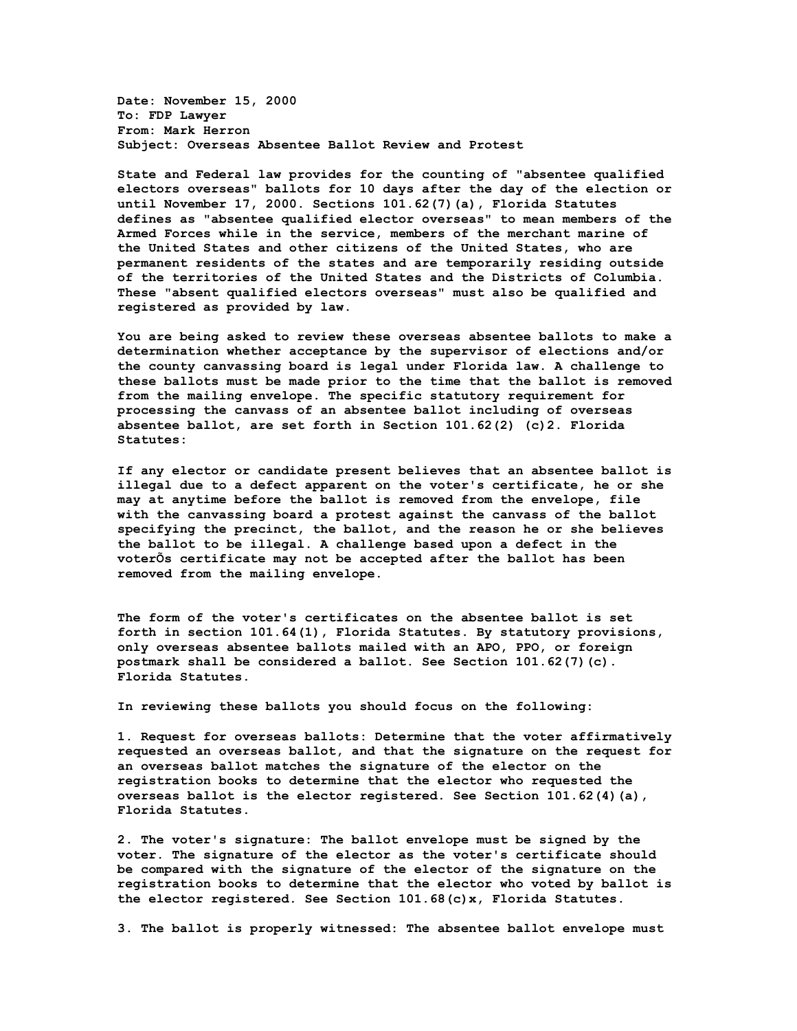**Date: November 15, 2000**
**To: FDP Lawyer**
**From: Mark Herron**
**Subject: Overseas Absentee Ballot Review and Protest**

**State and Federal law provides for the counting of "absentee qualified electors overseas" ballots for 10 days after the day of the election or until November 17, 2000. Sections 101.62(7)(a), Florida Statutes defines as "absentee qualified elector overseas" to mean members of the Armed Forces while in the service, members of the merchant marine of the United States and other citizens of the United States, who are permanent residents of the states and are temporarily residing outside of the territories of the United States and the Districts of Columbia. These "absent qualified electors overseas" must also be qualified and registered as provided by law.**

**You are being asked to review these overseas absentee ballots to make a determination whether acceptance by the supervisor of elections and/or the county canvassing board is legal under Florida law. A challenge to these ballots must be made prior to the time that the ballot is removed from the mailing envelope. The specific statutory requirement for processing the canvass of an absentee ballot including of overseas absentee ballot, are set forth in Section 101.62(2) (c)2. Florida Statutes:**

**If any elector or candidate present believes that an absentee ballot is illegal due to a defect apparent on the voter's certificate, he or she may at anytime before the ballot is removed from the envelope, file with the canvassing board a protest against the canvass of the ballot specifying the precinct, the ballot, and the reason he or she believes the ballot to be illegal. A challenge based upon a defect in the voterÕs certificate may not be accepted after the ballot has been removed from the mailing envelope.**

**The form of the voter's certificates on the absentee ballot is set forth in section 101.64(1), Florida Statutes. By statutory provisions, only overseas absentee ballots mailed with an APO, PPO, or foreign postmark shall be considered a ballot. See Section 101.62(7)(c). Florida Statutes.**

**In reviewing these ballots you should focus on the following:**

**1. Request for overseas ballots: Determine that the voter affirmatively requested an overseas ballot, and that the signature on the request for an overseas ballot matches the signature of the elector on the registration books to determine that the elector who requested the overseas ballot is the elector registered. See Section 101.62(4)(a), Florida Statutes.**

**2. The voter's signature: The ballot envelope must be signed by the voter. The signature of the elector as the voter's certificate should be compared with the signature of the elector of the signature on the registration books to determine that the elector who voted by ballot is the elector registered. See Section 101.68(c)x, Florida Statutes.**

**3. The ballot is properly witnessed: The absentee ballot envelope must**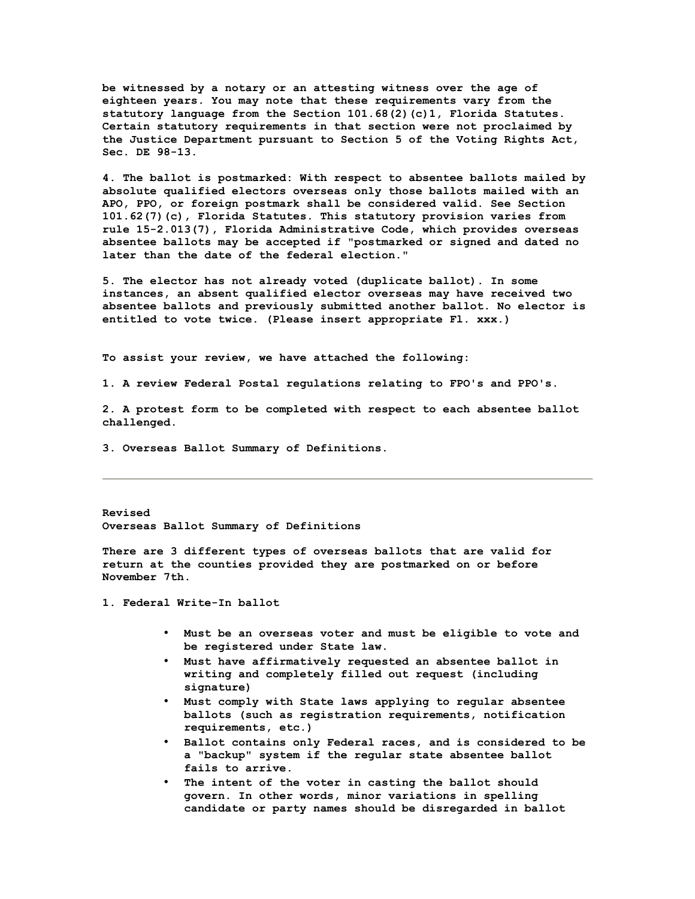be witnessed by a notary or an attesting witness over the age of eighteen years. You may note that these requirements vary from the statutory language from the Section 101.68(2)(c)1, Florida Statutes. Certain statutory requirements in that section were not proclaimed by the Justice Department pursuant to Section 5 of the Voting Rights Act, Sec. DE 98-13.

4. The ballot is postmarked: With respect to absentee ballots mailed by absolute qualified electors overseas only those ballots mailed with an APO, PPO, or foreign postmark shall be considered valid. See Section 101.62(7)(c), Florida Statutes. This statutory provision varies from rule 15-2.013(7), Florida Administrative Code, which provides overseas absentee ballots may be accepted if "postmarked or signed and dated no later than the date of the federal election."

5. The elector has not already voted (duplicate ballot). In some instances, an absent qualified elector overseas may have received two absentee ballots and previously submitted another ballot. No elector is entitled to vote twice. (Please insert appropriate Fl. xxx.)

To assist your review, we have attached the following:

1. A review Federal Postal regulations relating to FPO's and PPO's.

2. A protest form to be completed with respect to each absentee ballot challenged.

3. Overseas Ballot Summary of Definitions.

---

Revised
Overseas Ballot Summary of Definitions

There are 3 different types of overseas ballots that are valid for return at the counties provided they are postmarked on or before November 7th.

1. Federal Write-In ballot

- Must be an overseas voter and must be eligible to vote and be registered under State law.
- Must have affirmatively requested an absentee ballot in writing and completely filled out request (including signature)
- Must comply with State laws applying to regular absentee ballots (such as registration requirements, notification requirements, etc.)
- Ballot contains only Federal races, and is considered to be a "backup" system if the regular state absentee ballot fails to arrive.
- The intent of the voter in casting the ballot should govern. In other words, minor variations in spelling candidate or party names should be disregarded in ballot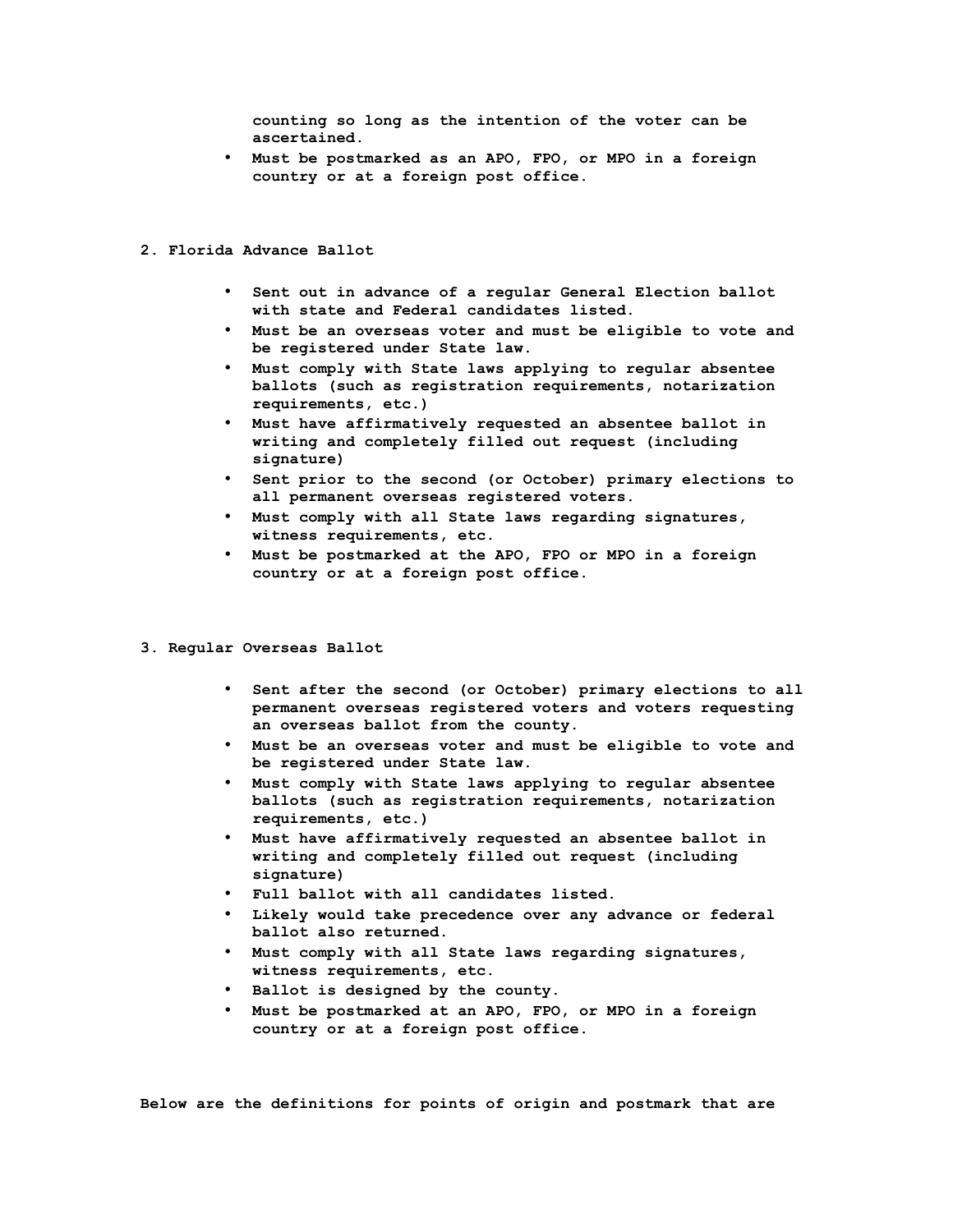counting so long as the intention of the voter can be ascertained.
- Must be postmarked as an APO, FPO, or MPO in a foreign country or at a foreign post office.

**2. Florida Advance Ballot**

- Sent out in advance of a regular General Election ballot with state and Federal candidates listed.
- Must be an overseas voter and must be eligible to vote and be registered under State law.
- Must comply with State laws applying to regular absentee ballots (such as registration requirements, notarization requirements, etc.)
- Must have affirmatively requested an absentee ballot in writing and completely filled out request (including signature)
- Sent prior to the second (or October) primary elections to all permanent overseas registered voters.
- Must comply with all State laws regarding signatures, witness requirements, etc.
- Must be postmarked at the APO, FPO or MPO in a foreign country or at a foreign post office.

**3. Regular Overseas Ballot**

- Sent after the second (or October) primary elections to all permanent overseas registered voters and voters requesting an overseas ballot from the county.
- Must be an overseas voter and must be eligible to vote and be registered under State law.
- Must comply with State laws applying to regular absentee ballots (such as registration requirements, notarization requirements, etc.)
- Must have affirmatively requested an absentee ballot in writing and completely filled out request (including signature)
- Full ballot with all candidates listed.
- Likely would take precedence over any advance or federal ballot also returned.
- Must comply with all State laws regarding signatures, witness requirements, etc.
- Ballot is designed by the county.
- Must be postmarked at an APO, FPO, or MPO in a foreign country or at a foreign post office.

**Below are the definitions for points of origin and postmark that are**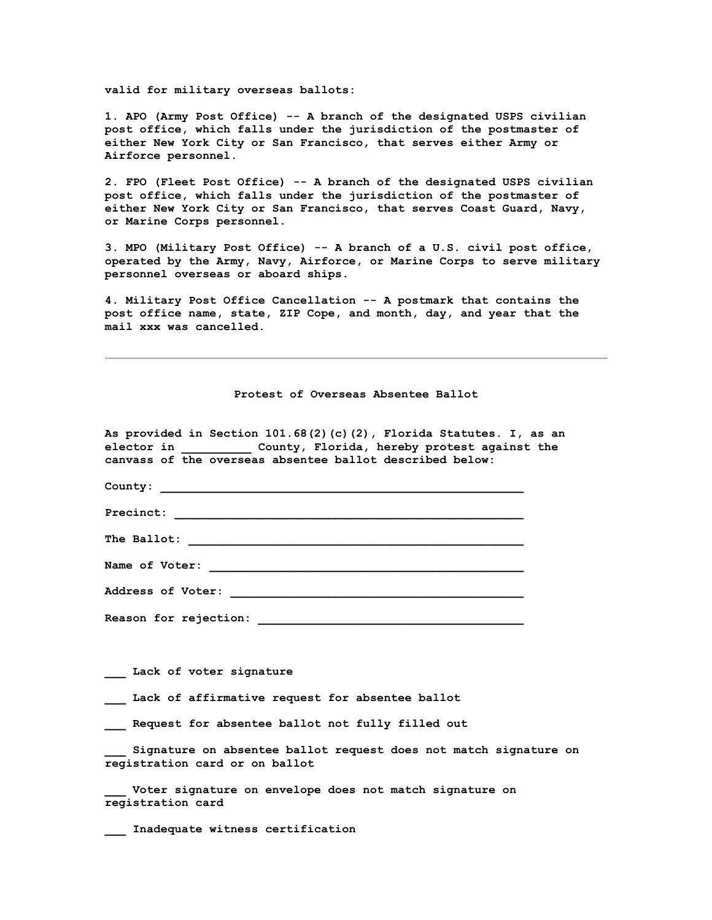**valid for military overseas ballots:**

**1. APO (Army Post Office) -- A branch of the designated USPS civilian post office, which falls under the jurisdiction of the postmaster of either New York City or San Francisco, that serves either Army or Airforce personnel.**

**2. FPO (Fleet Post Office) -- A branch of the designated USPS civilian post office, which falls under the jurisdiction of the postmaster of either New York City or San Francisco, that serves Coast Guard, Navy, or Marine Corps personnel.**

**3. MPO (Military Post Office) -- A branch of a U.S. civil post office, operated by the Army, Navy, Airforce, or Marine Corps to serve military personnel overseas or aboard ships.**

**4. Military Post Office Cancellation -- A postmark that contains the post office name, state, ZIP Cope, and month, day, and year that the mail xxx was cancelled.**

---

## Protest of Overseas Absentee Ballot

**As provided in Section 101.68(2)(c)(2), Florida Statutes. I, as an elector in __________ County, Florida, hereby protest against the canvass of the overseas absentee ballot described below:**

**County: _______________________________________________________**

**Precinct: _____________________________________________________**

**The Ballot: ___________________________________________________**

**Name of Voter: ________________________________________________**

**Address of Voter: _____________________________________________**

**Reason for rejection: _________________________________________**

**___ Lack of voter signature**

**___ Lack of affirmative request for absentee ballot**

**___ Request for absentee ballot not fully filled out**

**___ Signature on absentee ballot request does not match signature on registration card or on ballot**

**___ Voter signature on envelope does not match signature on registration card**

**___ Inadequate witness certification**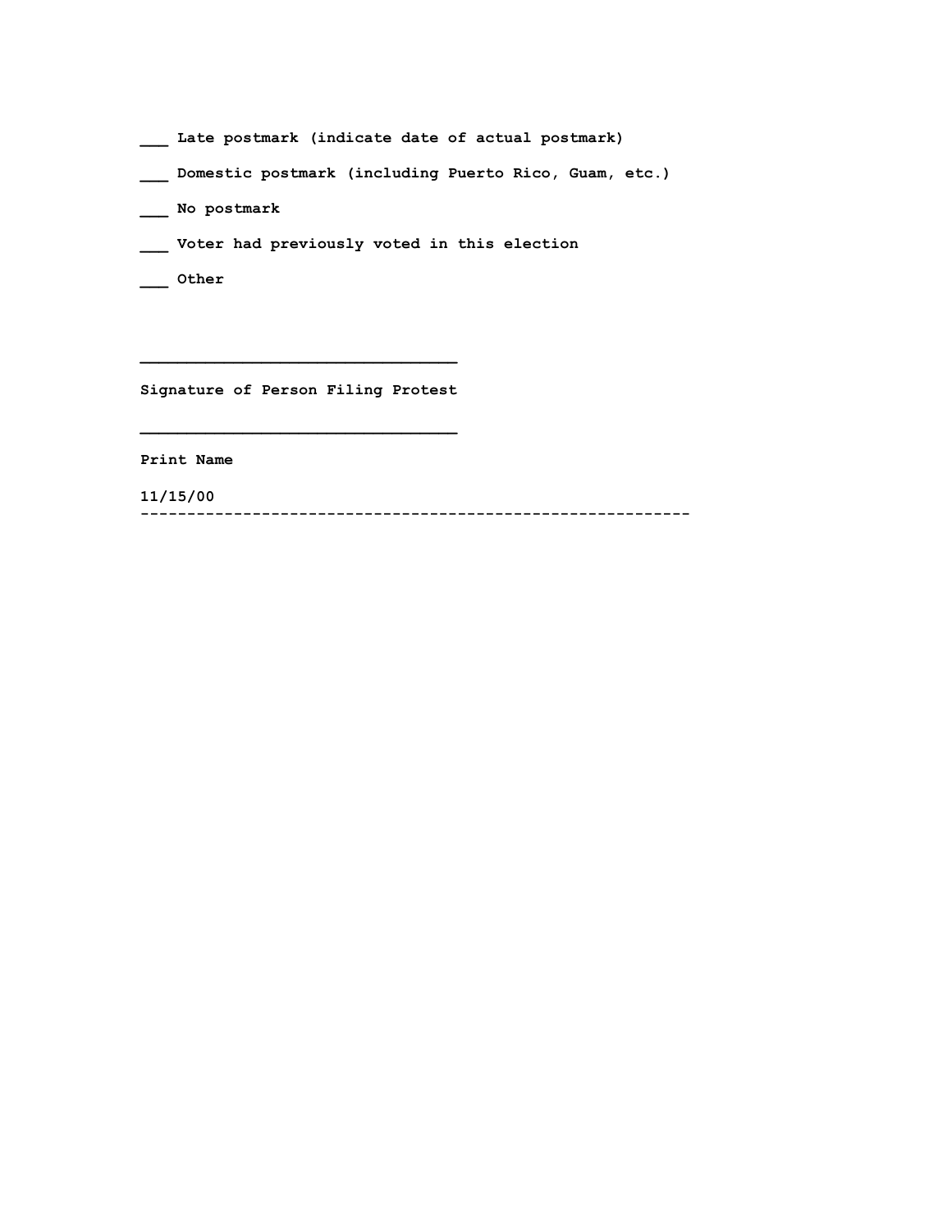___ Late postmark (indicate date of actual postmark)

___ Domestic postmark (including Puerto Rico, Guam, etc.)

___ No postmark

___ Voter had previously voted in this election

___ Other

________________________________

Signature of Person Filing Protest

________________________________

Print Name

11/15/00

------------------------------------------------------------